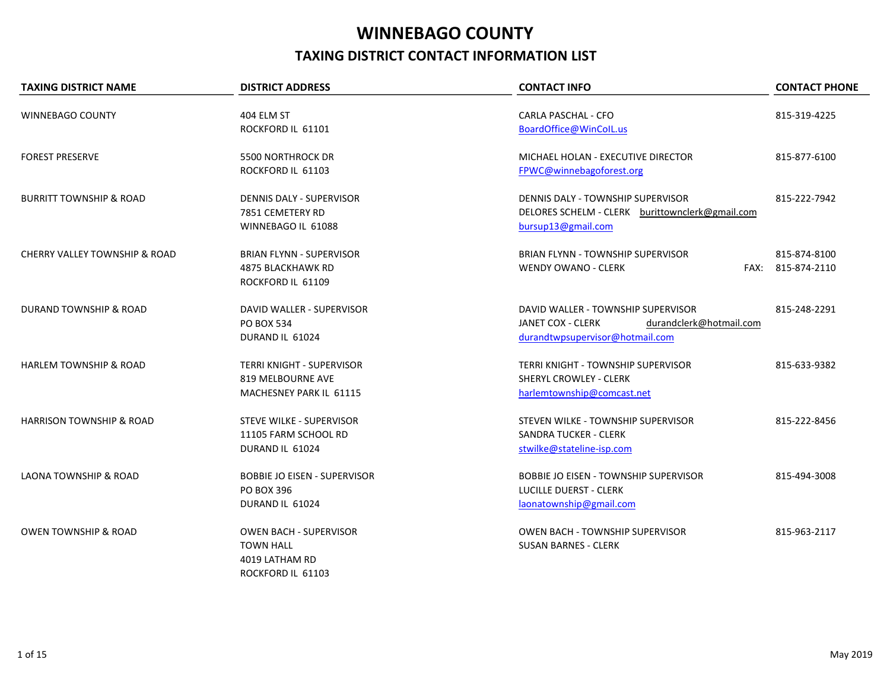# WINNEBAGO COUNTY

## TAXING DISTRICT CONTACT INFORMATION LIST

| TAXING DISTRICT NAME | DISTRICT ADDRESS | CONTACT INFO | CONTACT PHONE |
|---|---|---|---|
| WINNEBAGO COUNTY | 404 ELM ST<br>ROCKFORD IL 61101 | CARLA PASCHAL - CFO<br>BoardOffice@WinCoIL.us | 815-319-4225 |
| FOREST PRESERVE | 5500 NORTHROCK DR<br>ROCKFORD IL 61103 | MICHAEL HOLAN - EXECUTIVE DIRECTOR<br>FPWC@winnebagoforest.org | 815-877-6100 |
| BURRITT TOWNSHIP & ROAD | DENNIS DALY - SUPERVISOR<br>7851 CEMETERY RD<br>WINNEBAGO IL 61088 | DENNIS DALY - TOWNSHIP SUPERVISOR<br>DELORES SCHELM - CLERK burittownclerk@gmail.com<br>bursup13@gmail.com | 815-222-7942 |
| CHERRY VALLEY TOWNSHIP & ROAD | BRIAN FLYNN - SUPERVISOR<br>4875 BLACKHAWK RD<br>ROCKFORD IL 61109 | BRIAN FLYNN - TOWNSHIP SUPERVISOR<br>WENDY OWANO - CLERK | 815-874-8100<br>FAX: 815-874-2110 |
| DURAND TOWNSHIP & ROAD | DAVID WALLER - SUPERVISOR<br>PO BOX 534<br>DURAND IL 61024 | DAVID WALLER - TOWNSHIP SUPERVISOR<br>JANET COX - CLERK durandclerk@hotmail.com<br>durandtwpsupervisor@hotmail.com | 815-248-2291 |
| HARLEM TOWNSHIP & ROAD | TERRI KNIGHT - SUPERVISOR<br>819 MELBOURNE AVE<br>MACHESNEY PARK IL 61115 | TERRI KNIGHT - TOWNSHIP SUPERVISOR<br>SHERYL CROWLEY - CLERK<br>harlemtownship@comcast.net | 815-633-9382 |
| HARRISON TOWNSHIP & ROAD | STEVE WILKE - SUPERVISOR<br>11105 FARM SCHOOL RD<br>DURAND IL 61024 | STEVEN WILKE - TOWNSHIP SUPERVISOR<br>SANDRA TUCKER - CLERK<br>stwilke@stateline-isp.com | 815-222-8456 |
| LAONA TOWNSHIP & ROAD | BOBBIE JO EISEN - SUPERVISOR<br>PO BOX 396<br>DURAND IL 61024 | BOBBIE JO EISEN - TOWNSHIP SUPERVISOR<br>LUCILLE DUERST - CLERK<br>laonatownship@gmail.com | 815-494-3008 |
| OWEN TOWNSHIP & ROAD | OWEN BACH - SUPERVISOR<br>TOWN HALL<br>4019 LATHAM RD<br>ROCKFORD IL 61103 | OWEN BACH - TOWNSHIP SUPERVISOR<br>SUSAN BARNES - CLERK | 815-963-2117 |

May 2019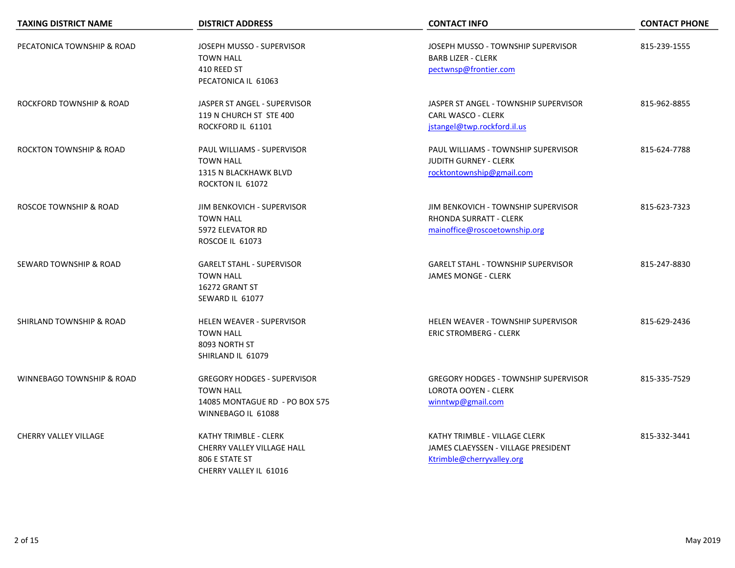| TAXING DISTRICT NAME | DISTRICT ADDRESS | CONTACT INFO | CONTACT PHONE |
| --- | --- | --- | --- |
| PECATONICA TOWNSHIP & ROAD | JOSEPH MUSSO - SUPERVISOR<br>TOWN HALL<br>410 REED ST<br>PECATONICA IL 61063 | JOSEPH MUSSO - TOWNSHIP SUPERVISOR<br>BARB LIZER - CLERK<br>pectwnsp@frontier.com | 815-239-1555 |
| ROCKFORD TOWNSHIP & ROAD | JASPER ST ANGEL - SUPERVISOR<br>119 N CHURCH ST STE 400<br>ROCKFORD IL 61101 | JASPER ST ANGEL - TOWNSHIP SUPERVISOR<br>CARL WASCO - CLERK<br>jstangel@twp.rockford.il.us | 815-962-8855 |
| ROCKTON TOWNSHIP & ROAD | PAUL WILLIAMS - SUPERVISOR<br>TOWN HALL<br>1315 N BLACKHAWK BLVD<br>ROCKTON IL 61072 | PAUL WILLIAMS - TOWNSHIP SUPERVISOR<br>JUDITH GURNEY - CLERK<br>rocktontownship@gmail.com | 815-624-7788 |
| ROSCOE TOWNSHIP & ROAD | JIM BENKOVICH - SUPERVISOR<br>TOWN HALL<br>5972 ELEVATOR RD<br>ROSCOE IL 61073 | JIM BENKOVICH - TOWNSHIP SUPERVISOR<br>RHONDA SURRATT - CLERK<br>mainoffice@roscoetownship.org | 815-623-7323 |
| SEWARD TOWNSHIP & ROAD | GARELT STAHL - SUPERVISOR<br>TOWN HALL<br>16272 GRANT ST<br>SEWARD IL 61077 | GARELT STAHL - TOWNSHIP SUPERVISOR<br>JAMES MONGE - CLERK | 815-247-8830 |
| SHIRLAND TOWNSHIP & ROAD | HELEN WEAVER - SUPERVISOR<br>TOWN HALL<br>8093 NORTH ST<br>SHIRLAND IL 61079 | HELEN WEAVER - TOWNSHIP SUPERVISOR<br>ERIC STROMBERG - CLERK | 815-629-2436 |
| WINNEBAGO TOWNSHIP & ROAD | GREGORY HODGES - SUPERVISOR<br>TOWN HALL<br>14085 MONTAGUE RD - PO BOX 575<br>WINNEBAGO IL 61088 | GREGORY HODGES - TOWNSHIP SUPERVISOR<br>LOROTA OOYEN - CLERK<br>winntwp@gmail.com | 815-335-7529 |
| CHERRY VALLEY VILLAGE | KATHY TRIMBLE - CLERK<br>CHERRY VALLEY VILLAGE HALL<br>806 E STATE ST<br>CHERRY VALLEY IL 61016 | KATHY TRIMBLE - VILLAGE CLERK<br>JAMES CLAEYSSEN - VILLAGE PRESIDENT<br>Ktrimble@cherryvalley.org | 815-332-3441 |

May 2019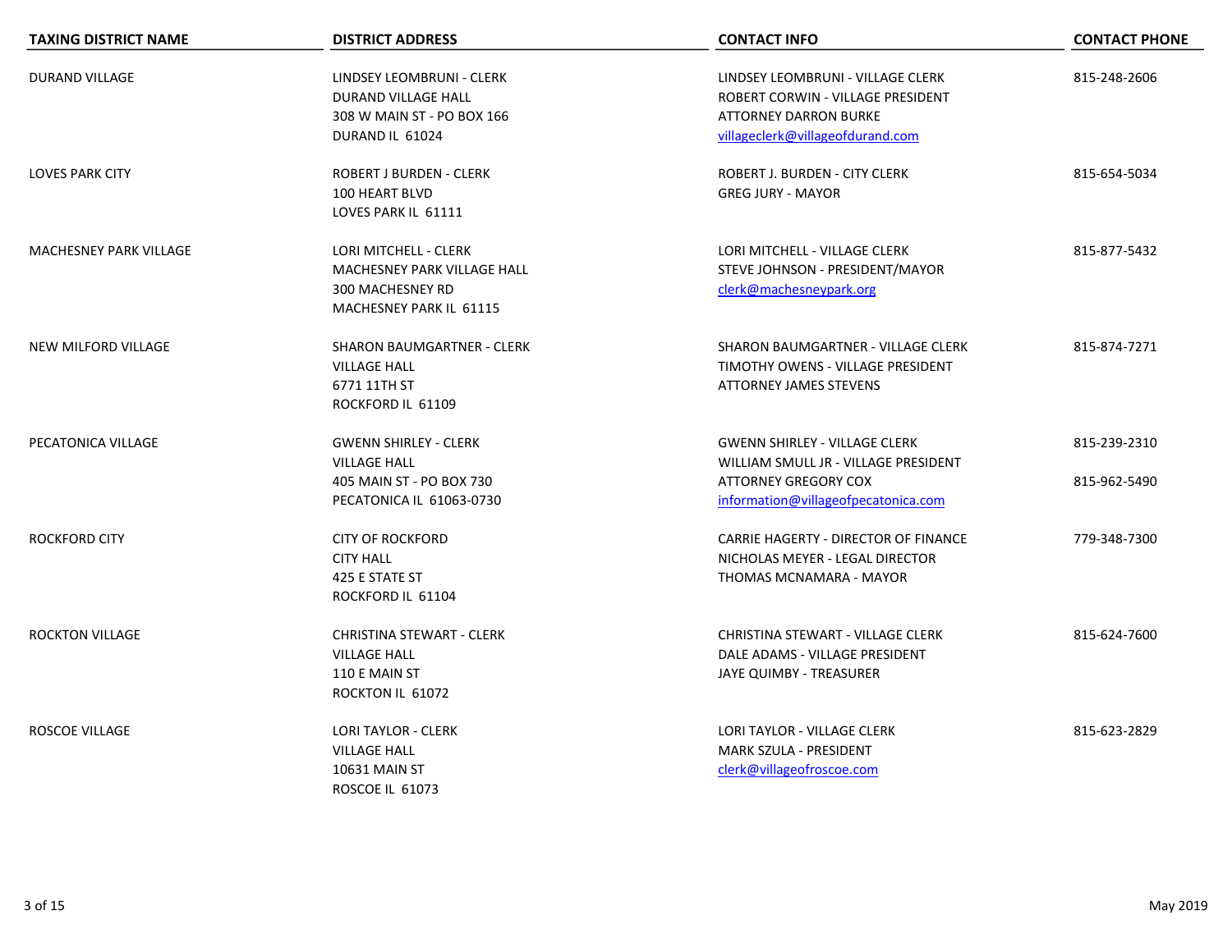| TAXING DISTRICT NAME | DISTRICT ADDRESS | CONTACT INFO | CONTACT PHONE |
| --- | --- | --- | --- |
| DURAND VILLAGE | LINDSEY LEOMBRUNI - CLERK<br>DURAND VILLAGE HALL<br>308 W MAIN ST - PO BOX 166<br>DURAND IL 61024 | LINDSEY LEOMBRUNI - VILLAGE CLERK<br>ROBERT CORWIN - VILLAGE PRESIDENT<br>ATTORNEY DARRON BURKE<br>villageclerk@villageofdurand.com | 815-248-2606 |
| LOVES PARK CITY | ROBERT J BURDEN - CLERK<br>100 HEART BLVD<br>LOVES PARK IL 61111 | ROBERT J. BURDEN - CITY CLERK<br>GREG JURY - MAYOR | 815-654-5034 |
| MACHESNEY PARK VILLAGE | LORI MITCHELL - CLERK<br>MACHESNEY PARK VILLAGE HALL<br>300 MACHESNEY RD<br>MACHESNEY PARK IL 61115 | LORI MITCHELL - VILLAGE CLERK<br>STEVE JOHNSON - PRESIDENT/MAYOR<br>clerk@machesneypark.org | 815-877-5432 |
| NEW MILFORD VILLAGE | SHARON BAUMGARTNER - CLERK<br>VILLAGE HALL<br>6771 11TH ST<br>ROCKFORD IL 61109 | SHARON BAUMGARTNER - VILLAGE CLERK<br>TIMOTHY OWENS - VILLAGE PRESIDENT<br>ATTORNEY JAMES STEVENS | 815-874-7271 |
| PECATONICA VILLAGE | GWENN SHIRLEY - CLERK<br>VILLAGE HALL<br>405 MAIN ST - PO BOX 730<br>PECATONICA IL 61063-0730 | GWENN SHIRLEY - VILLAGE CLERK<br>WILLIAM SMULL JR - VILLAGE PRESIDENT<br>ATTORNEY GREGORY COX<br>information@villageofpecatonica.com | 815-239-2310<br><br>815-962-5490 |
| ROCKFORD CITY | CITY OF ROCKFORD<br>CITY HALL<br>425 E STATE ST<br>ROCKFORD IL 61104 | CARRIE HAGERTY - DIRECTOR OF FINANCE<br>NICHOLAS MEYER - LEGAL DIRECTOR<br>THOMAS MCNAMARA - MAYOR | 779-348-7300 |
| ROCKTON VILLAGE | CHRISTINA STEWART - CLERK<br>VILLAGE HALL<br>110 E MAIN ST<br>ROCKTON IL 61072 | CHRISTINA STEWART - VILLAGE CLERK<br>DALE ADAMS - VILLAGE PRESIDENT<br>JAYE QUIMBY - TREASURER | 815-624-7600 |
| ROSCOE VILLAGE | LORI TAYLOR - CLERK<br>VILLAGE HALL<br>10631 MAIN ST<br>ROSCOE IL 61073 | LORI TAYLOR - VILLAGE CLERK<br>MARK SZULA - PRESIDENT<br>clerk@villageofroscoe.com | 815-623-2829 |

May 2019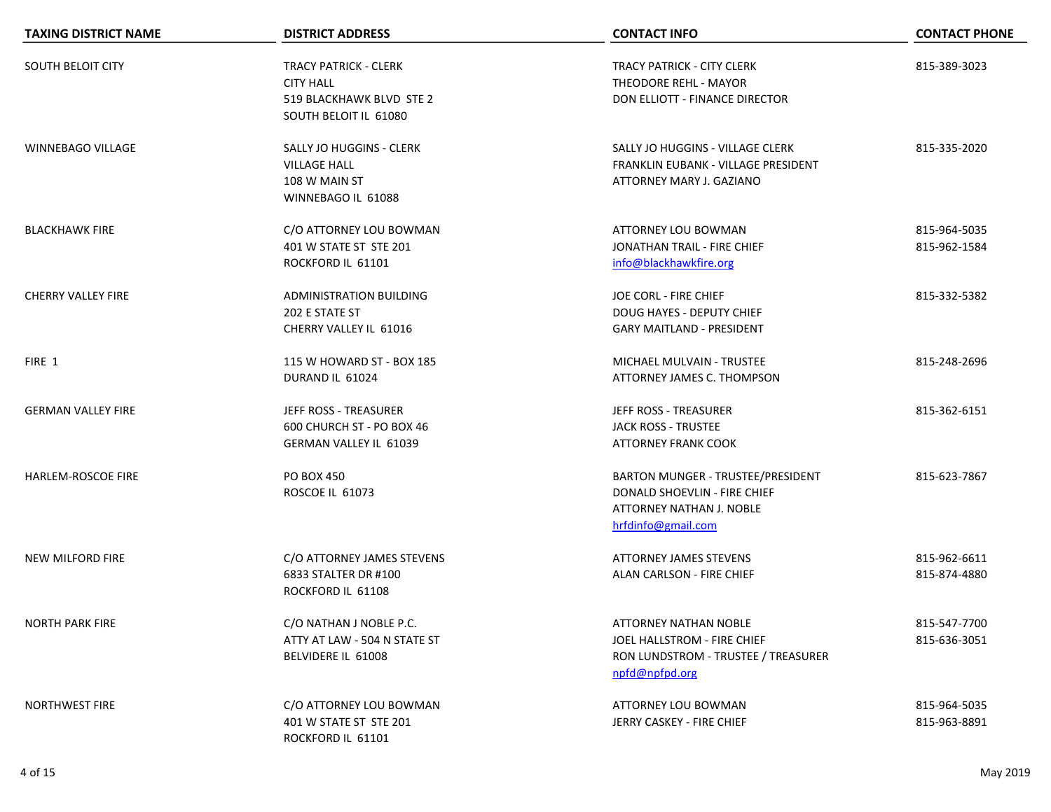| TAXING DISTRICT NAME | DISTRICT ADDRESS | CONTACT INFO | CONTACT PHONE |
|---|---|---|---|
| SOUTH BELOIT CITY | TRACY PATRICK - CLERK<br>CITY HALL<br>519 BLACKHAWK BLVD STE 2<br>SOUTH BELOIT IL 61080 | TRACY PATRICK - CITY CLERK<br>THEODORE REHL - MAYOR<br>DON ELLIOTT - FINANCE DIRECTOR | 815-389-3023 |
| WINNEBAGO VILLAGE | SALLY JO HUGGINS - CLERK<br>VILLAGE HALL<br>108 W MAIN ST<br>WINNEBAGO IL 61088 | SALLY JO HUGGINS - VILLAGE CLERK<br>FRANKLIN EUBANK - VILLAGE PRESIDENT<br>ATTORNEY MARY J. GAZIANO | 815-335-2020 |
| BLACKHAWK FIRE | C/O ATTORNEY LOU BOWMAN<br>401 W STATE ST STE 201<br>ROCKFORD IL 61101 | ATTORNEY LOU BOWMAN<br>JONATHAN TRAIL - FIRE CHIEF<br>info@blackhawkfire.org | 815-964-5035<br>815-962-1584 |
| CHERRY VALLEY FIRE | ADMINISTRATION BUILDING<br>202 E STATE ST<br>CHERRY VALLEY IL 61016 | JOE CORL - FIRE CHIEF<br>DOUG HAYES - DEPUTY CHIEF<br>GARY MAITLAND - PRESIDENT | 815-332-5382 |
| FIRE 1 | 115 W HOWARD ST - BOX 185<br>DURAND IL 61024 | MICHAEL MULVAIN - TRUSTEE<br>ATTORNEY JAMES C. THOMPSON | 815-248-2696 |
| GERMAN VALLEY FIRE | JEFF ROSS - TREASURER<br>600 CHURCH ST - PO BOX 46<br>GERMAN VALLEY IL 61039 | JEFF ROSS - TREASURER<br>JACK ROSS - TRUSTEE<br>ATTORNEY FRANK COOK | 815-362-6151 |
| HARLEM-ROSCOE FIRE | PO BOX 450<br>ROSCOE IL 61073 | BARTON MUNGER - TRUSTEE/PRESIDENT<br>DONALD SHOEVLIN - FIRE CHIEF<br>ATTORNEY NATHAN J. NOBLE<br>hrfdinfo@gmail.com | 815-623-7867 |
| NEW MILFORD FIRE | C/O ATTORNEY JAMES STEVENS<br>6833 STALTER DR #100<br>ROCKFORD IL 61108 | ATTORNEY JAMES STEVENS<br>ALAN CARLSON - FIRE CHIEF | 815-962-6611<br>815-874-4880 |
| NORTH PARK FIRE | C/O NATHAN J NOBLE P.C.<br>ATTY AT LAW - 504 N STATE ST<br>BELVIDERE IL 61008 | ATTORNEY NATHAN NOBLE<br>JOEL HALLSTROM - FIRE CHIEF<br>RON LUNDSTROM - TRUSTEE / TREASURER<br>npfd@npfpd.org | 815-547-7700<br>815-636-3051 |
| NORTHWEST FIRE | C/O ATTORNEY LOU BOWMAN<br>401 W STATE ST STE 201<br>ROCKFORD IL 61101 | ATTORNEY LOU BOWMAN<br>JERRY CASKEY - FIRE CHIEF | 815-964-5035<br>815-963-8891 |

May 2019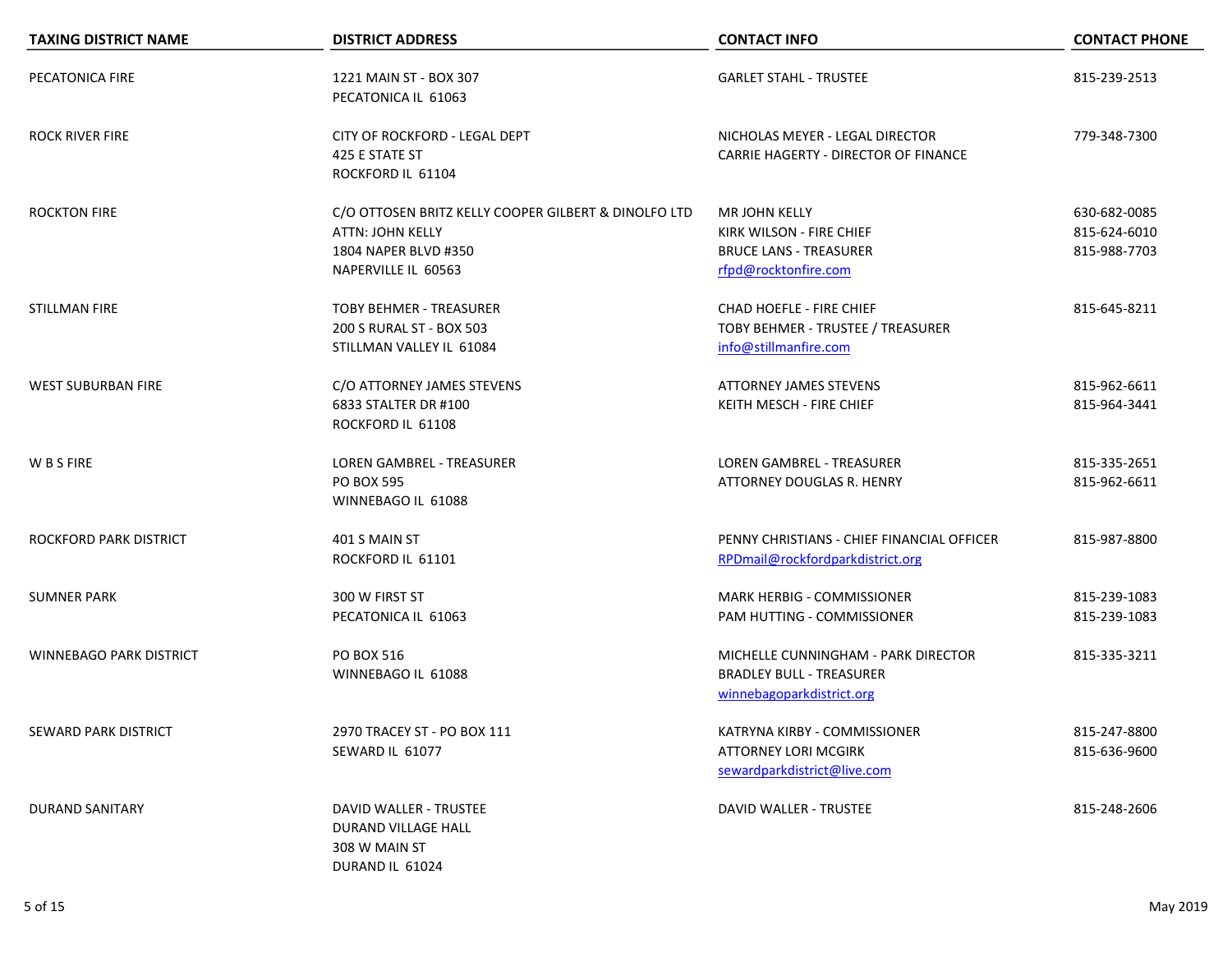| TAXING DISTRICT NAME | DISTRICT ADDRESS | CONTACT INFO | CONTACT PHONE |
|---|---|---|---|
| PECATONICA FIRE | 1221 MAIN ST - BOX 307<br>PECATONICA IL 61063 | GARLET STAHL - TRUSTEE | 815-239-2513 |
| ROCK RIVER FIRE | CITY OF ROCKFORD - LEGAL DEPT<br>425 E STATE ST<br>ROCKFORD IL 61104 | NICHOLAS MEYER - LEGAL DIRECTOR<br>CARRIE HAGERTY - DIRECTOR OF FINANCE | 779-348-7300 |
| ROCKTON FIRE | C/O OTTOSEN BRITZ KELLY COOPER GILBERT & DINOLFO LTD<br>ATTN: JOHN KELLY<br>1804 NAPER BLVD #350<br>NAPERVILLE IL 60563 | MR JOHN KELLY<br>KIRK WILSON - FIRE CHIEF<br>BRUCE LANS - TREASURER<br>rfpd@rocktonfire.com | 630-682-0085<br>815-624-6010<br>815-988-7703 |
| STILLMAN FIRE | TOBY BEHMER - TREASURER<br>200 S RURAL ST - BOX 503<br>STILLMAN VALLEY IL 61084 | CHAD HOEFLE - FIRE CHIEF<br>TOBY BEHMER - TRUSTEE / TREASURER<br>info@stillmanfire.com | 815-645-8211 |
| WEST SUBURBAN FIRE | C/O ATTORNEY JAMES STEVENS<br>6833 STALTER DR #100<br>ROCKFORD IL 61108 | ATTORNEY JAMES STEVENS<br>KEITH MESCH - FIRE CHIEF | 815-962-6611<br>815-964-3441 |
| W B S FIRE | LOREN GAMBREL - TREASURER<br>PO BOX 595<br>WINNEBAGO IL 61088 | LOREN GAMBREL - TREASURER<br>ATTORNEY DOUGLAS R. HENRY | 815-335-2651<br>815-962-6611 |
| ROCKFORD PARK DISTRICT | 401 S MAIN ST<br>ROCKFORD IL 61101 | PENNY CHRISTIANS - CHIEF FINANCIAL OFFICER<br>RPDmail@rockfordparkdistrict.org | 815-987-8800 |
| SUMNER PARK | 300 W FIRST ST<br>PECATONICA IL 61063 | MARK HERBIG - COMMISSIONER<br>PAM HUTTING - COMMISSIONER | 815-239-1083<br>815-239-1083 |
| WINNEBAGO PARK DISTRICT | PO BOX 516<br>WINNEBAGO IL 61088 | MICHELLE CUNNINGHAM - PARK DIRECTOR<br>BRADLEY BULL - TREASURER<br>winnebagoparkdistrict.org | 815-335-3211 |
| SEWARD PARK DISTRICT | 2970 TRACEY ST - PO BOX 111<br>SEWARD IL 61077 | KATRYNA KIRBY - COMMISSIONER<br>ATTORNEY LORI MCGIRK<br>sewardparkdistrict@live.com | 815-247-8800<br>815-636-9600 |
| DURAND SANITARY | DAVID WALLER - TRUSTEE<br>DURAND VILLAGE HALL<br>308 W MAIN ST<br>DURAND IL 61024 | DAVID WALLER - TRUSTEE | 815-248-2606 |

May 2019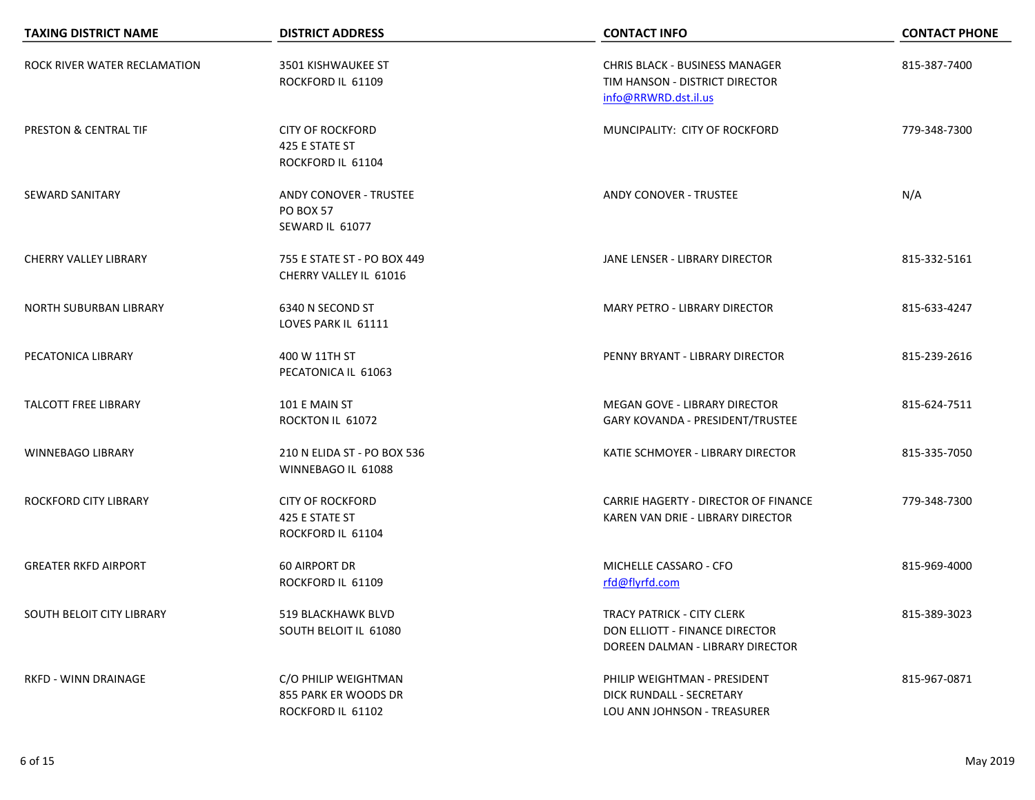| TAXING DISTRICT NAME | DISTRICT ADDRESS | CONTACT INFO | CONTACT PHONE |
|---|---|---|---|
| ROCK RIVER WATER RECLAMATION | 3501 KISHWAUKEE ST<br>ROCKFORD IL 61109 | CHRIS BLACK - BUSINESS MANAGER<br>TIM HANSON - DISTRICT DIRECTOR<br>info@RRWRD.dst.il.us | 815-387-7400 |
| PRESTON & CENTRAL TIF | CITY OF ROCKFORD<br>425 E STATE ST<br>ROCKFORD IL 61104 | MUNCIPALITY: CITY OF ROCKFORD | 779-348-7300 |
| SEWARD SANITARY | ANDY CONOVER - TRUSTEE<br>PO BOX 57<br>SEWARD IL 61077 | ANDY CONOVER - TRUSTEE | N/A |
| CHERRY VALLEY LIBRARY | 755 E STATE ST - PO BOX 449<br>CHERRY VALLEY IL 61016 | JANE LENSER - LIBRARY DIRECTOR | 815-332-5161 |
| NORTH SUBURBAN LIBRARY | 6340 N SECOND ST<br>LOVES PARK IL 61111 | MARY PETRO - LIBRARY DIRECTOR | 815-633-4247 |
| PECATONICA LIBRARY | 400 W 11TH ST<br>PECATONICA IL 61063 | PENNY BRYANT - LIBRARY DIRECTOR | 815-239-2616 |
| TALCOTT FREE LIBRARY | 101 E MAIN ST<br>ROCKTON IL 61072 | MEGAN GOVE - LIBRARY DIRECTOR<br>GARY KOVANDA - PRESIDENT/TRUSTEE | 815-624-7511 |
| WINNEBAGO LIBRARY | 210 N ELIDA ST - PO BOX 536<br>WINNEBAGO IL 61088 | KATIE SCHMOYER - LIBRARY DIRECTOR | 815-335-7050 |
| ROCKFORD CITY LIBRARY | CITY OF ROCKFORD<br>425 E STATE ST<br>ROCKFORD IL 61104 | CARRIE HAGERTY - DIRECTOR OF FINANCE<br>KAREN VAN DRIE - LIBRARY DIRECTOR | 779-348-7300 |
| GREATER RKFD AIRPORT | 60 AIRPORT DR<br>ROCKFORD IL 61109 | MICHELLE CASSARO - CFO<br>rfd@flyrfd.com | 815-969-4000 |
| SOUTH BELOIT CITY LIBRARY | 519 BLACKHAWK BLVD<br>SOUTH BELOIT IL 61080 | TRACY PATRICK - CITY CLERK<br>DON ELLIOTT - FINANCE DIRECTOR<br>DOREEN DALMAN - LIBRARY DIRECTOR | 815-389-3023 |
| RKFD - WINN DRAINAGE | C/O PHILIP WEIGHTMAN<br>855 PARK ER WOODS DR<br>ROCKFORD IL 61102 | PHILIP WEIGHTMAN - PRESIDENT<br>DICK RUNDALL - SECRETARY<br>LOU ANN JOHNSON - TREASURER | 815-967-0871 |

May 2019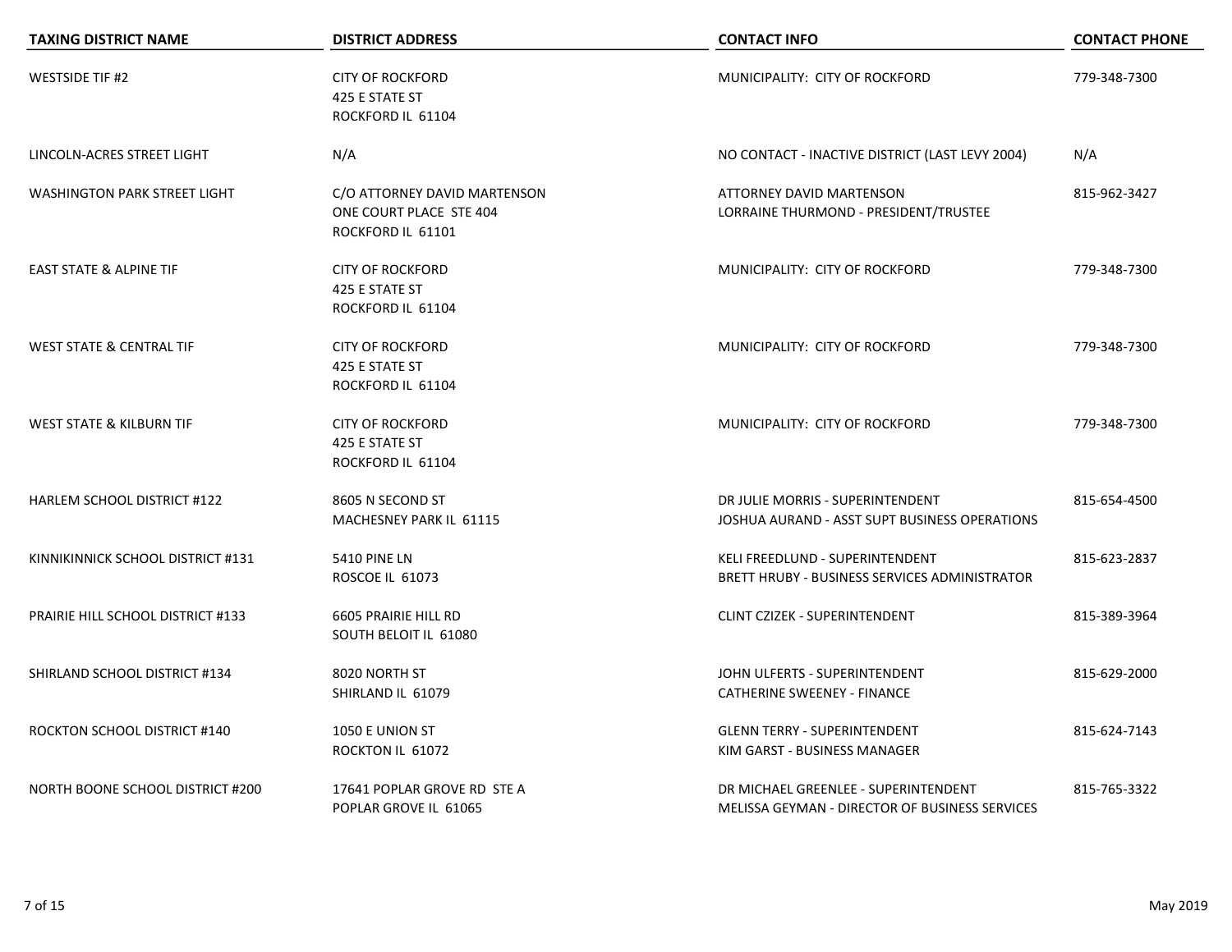| TAXING DISTRICT NAME | DISTRICT ADDRESS | CONTACT INFO | CONTACT PHONE |
| --- | --- | --- | --- |
| WESTSIDE TIF #2 | CITY OF ROCKFORD<br>425 E STATE ST<br>ROCKFORD IL 61104 | MUNICIPALITY: CITY OF ROCKFORD | 779-348-7300 |
| LINCOLN-ACRES STREET LIGHT | N/A | NO CONTACT - INACTIVE DISTRICT (LAST LEVY 2004) | N/A |
| WASHINGTON PARK STREET LIGHT | C/O ATTORNEY DAVID MARTENSON<br>ONE COURT PLACE STE 404<br>ROCKFORD IL 61101 | ATTORNEY DAVID MARTENSON<br>LORRAINE THURMOND - PRESIDENT/TRUSTEE | 815-962-3427 |
| EAST STATE & ALPINE TIF | CITY OF ROCKFORD<br>425 E STATE ST<br>ROCKFORD IL 61104 | MUNICIPALITY: CITY OF ROCKFORD | 779-348-7300 |
| WEST STATE & CENTRAL TIF | CITY OF ROCKFORD<br>425 E STATE ST<br>ROCKFORD IL 61104 | MUNICIPALITY: CITY OF ROCKFORD | 779-348-7300 |
| WEST STATE & KILBURN TIF | CITY OF ROCKFORD<br>425 E STATE ST<br>ROCKFORD IL 61104 | MUNICIPALITY: CITY OF ROCKFORD | 779-348-7300 |
| HARLEM SCHOOL DISTRICT #122 | 8605 N SECOND ST<br>MACHESNEY PARK IL 61115 | DR JULIE MORRIS - SUPERINTENDENT<br>JOSHUA AURAND - ASST SUPT BUSINESS OPERATIONS | 815-654-4500 |
| KINNIKINNICK SCHOOL DISTRICT #131 | 5410 PINE LN<br>ROSCOE IL 61073 | KELI FREEDLUND - SUPERINTENDENT<br>BRETT HRUBY - BUSINESS SERVICES ADMINISTRATOR | 815-623-2837 |
| PRAIRIE HILL SCHOOL DISTRICT #133 | 6605 PRAIRIE HILL RD<br>SOUTH BELOIT IL 61080 | CLINT CZIZEK - SUPERINTENDENT | 815-389-3964 |
| SHIRLAND SCHOOL DISTRICT #134 | 8020 NORTH ST<br>SHIRLAND IL 61079 | JOHN ULFERTS - SUPERINTENDENT<br>CATHERINE SWEENEY - FINANCE | 815-629-2000 |
| ROCKTON SCHOOL DISTRICT #140 | 1050 E UNION ST<br>ROCKTON IL 61072 | GLENN TERRY - SUPERINTENDENT<br>KIM GARST - BUSINESS MANAGER | 815-624-7143 |
| NORTH BOONE SCHOOL DISTRICT #200 | 17641 POPLAR GROVE RD STE A<br>POPLAR GROVE IL 61065 | DR MICHAEL GREENLEE - SUPERINTENDENT<br>MELISSA GEYMAN - DIRECTOR OF BUSINESS SERVICES | 815-765-3322 |

May 2019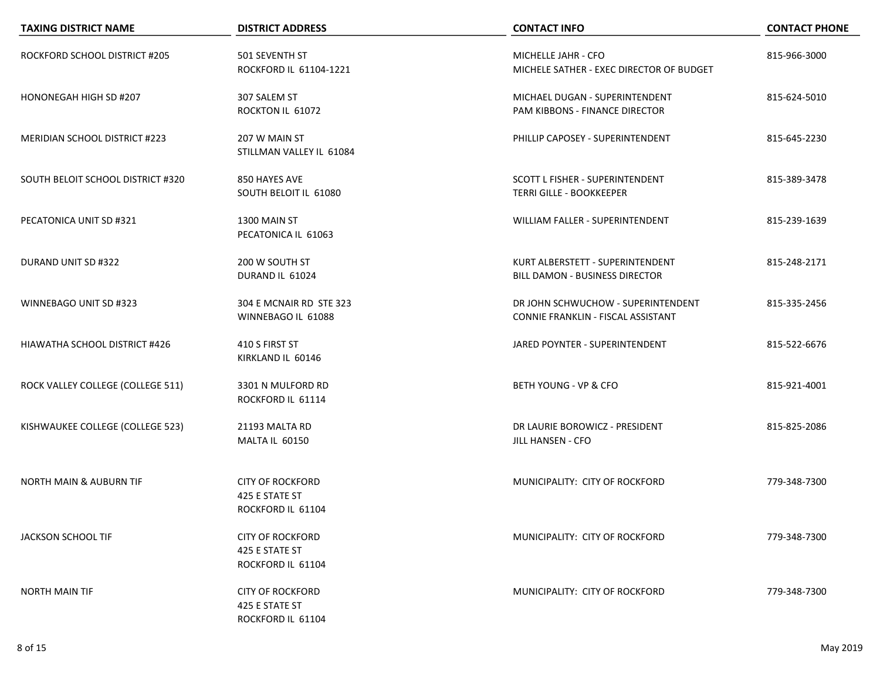| TAXING DISTRICT NAME | DISTRICT ADDRESS | CONTACT INFO | CONTACT PHONE |
|---|---|---|---|
| ROCKFORD SCHOOL DISTRICT #205 | 501 SEVENTH ST<br>ROCKFORD IL 61104-1221 | MICHELLE JAHR - CFO<br>MICHELE SATHER - EXEC DIRECTOR OF BUDGET | 815-966-3000 |
| HONONEGAH HIGH SD #207 | 307 SALEM ST<br>ROCKTON IL 61072 | MICHAEL DUGAN - SUPERINTENDENT<br>PAM KIBBONS - FINANCE DIRECTOR | 815-624-5010 |
| MERIDIAN SCHOOL DISTRICT #223 | 207 W MAIN ST<br>STILLMAN VALLEY IL 61084 | PHILLIP CAPOSEY - SUPERINTENDENT | 815-645-2230 |
| SOUTH BELOIT SCHOOL DISTRICT #320 | 850 HAYES AVE<br>SOUTH BELOIT IL 61080 | SCOTT L FISHER - SUPERINTENDENT<br>TERRI GILLE - BOOKKEEPER | 815-389-3478 |
| PECATONICA UNIT SD #321 | 1300 MAIN ST<br>PECATONICA IL 61063 | WILLIAM FALLER - SUPERINTENDENT | 815-239-1639 |
| DURAND UNIT SD #322 | 200 W SOUTH ST<br>DURAND IL 61024 | KURT ALBERSTETT - SUPERINTENDENT<br>BILL DAMON - BUSINESS DIRECTOR | 815-248-2171 |
| WINNEBAGO UNIT SD #323 | 304 E MCNAIR RD STE 323<br>WINNEBAGO IL 61088 | DR JOHN SCHWUCHOW - SUPERINTENDENT<br>CONNIE FRANKLIN - FISCAL ASSISTANT | 815-335-2456 |
| HIAWATHA SCHOOL DISTRICT #426 | 410 S FIRST ST<br>KIRKLAND IL 60146 | JARED POYNTER - SUPERINTENDENT | 815-522-6676 |
| ROCK VALLEY COLLEGE (COLLEGE 511) | 3301 N MULFORD RD<br>ROCKFORD IL 61114 | BETH YOUNG - VP & CFO | 815-921-4001 |
| KISHWAUKEE COLLEGE (COLLEGE 523) | 21193 MALTA RD<br>MALTA IL 60150 | DR LAURIE BOROWICZ - PRESIDENT<br>JILL HANSEN - CFO | 815-825-2086 |
| NORTH MAIN & AUBURN TIF | CITY OF ROCKFORD<br>425 E STATE ST<br>ROCKFORD IL 61104 | MUNICIPALITY: CITY OF ROCKFORD | 779-348-7300 |
| JACKSON SCHOOL TIF | CITY OF ROCKFORD<br>425 E STATE ST<br>ROCKFORD IL 61104 | MUNICIPALITY: CITY OF ROCKFORD | 779-348-7300 |
| NORTH MAIN TIF | CITY OF ROCKFORD<br>425 E STATE ST<br>ROCKFORD IL 61104 | MUNICIPALITY: CITY OF ROCKFORD | 779-348-7300 |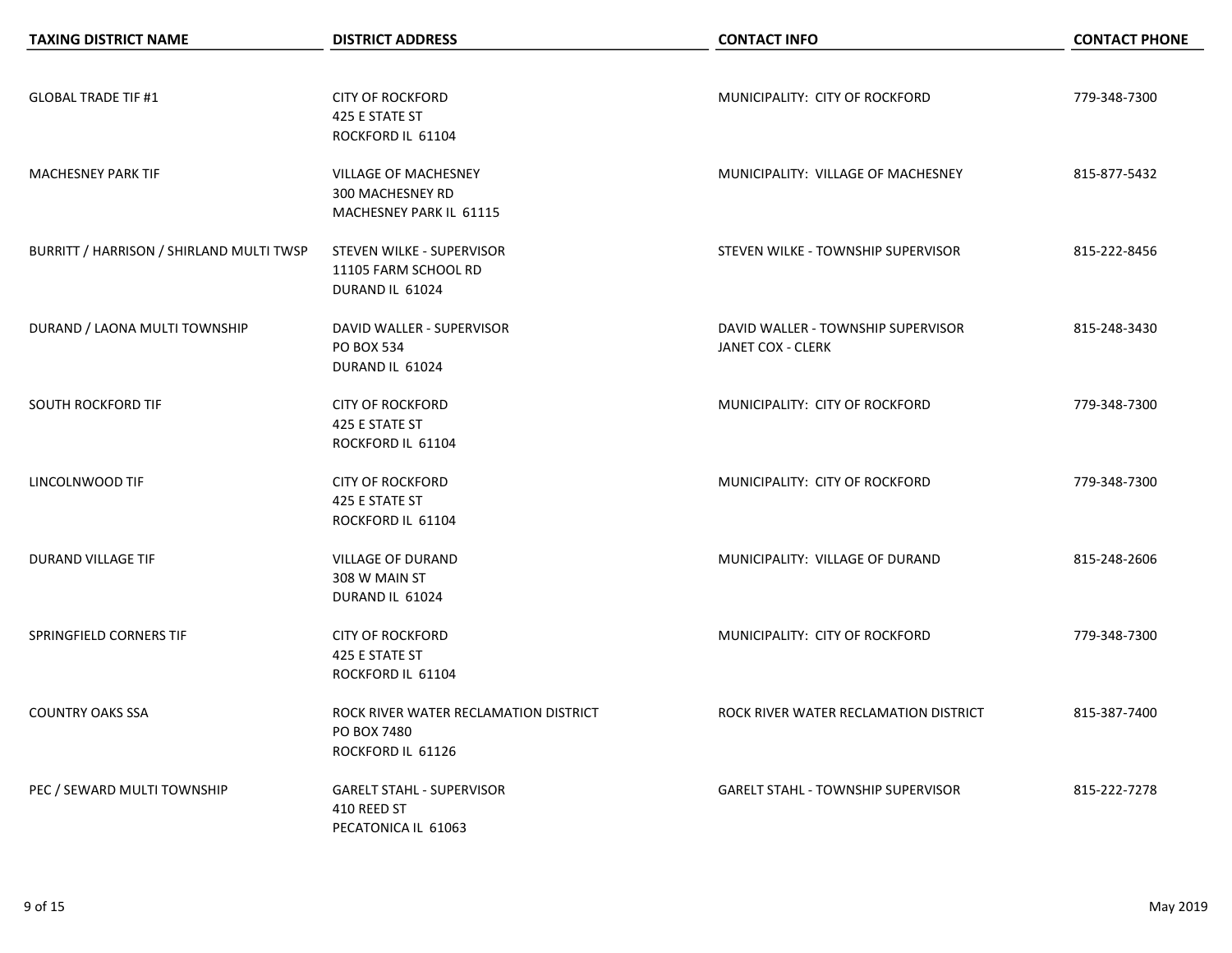| TAXING DISTRICT NAME | DISTRICT ADDRESS | CONTACT INFO | CONTACT PHONE |
| --- | --- | --- | --- |
| GLOBAL TRADE TIF #1 | CITY OF ROCKFORD<br>425 E STATE ST<br>ROCKFORD IL 61104 | MUNICIPALITY: CITY OF ROCKFORD | 779-348-7300 |
| MACHESNEY PARK TIF | VILLAGE OF MACHESNEY<br>300 MACHESNEY RD<br>MACHESNEY PARK IL 61115 | MUNICIPALITY: VILLAGE OF MACHESNEY | 815-877-5432 |
| BURRITT / HARRISON / SHIRLAND MULTI TWSP | STEVEN WILKE - SUPERVISOR<br>11105 FARM SCHOOL RD<br>DURAND IL 61024 | STEVEN WILKE - TOWNSHIP SUPERVISOR | 815-222-8456 |
| DURAND / LAONA MULTI TOWNSHIP | DAVID WALLER - SUPERVISOR<br>PO BOX 534<br>DURAND IL 61024 | DAVID WALLER - TOWNSHIP SUPERVISOR<br>JANET COX - CLERK | 815-248-3430 |
| SOUTH ROCKFORD TIF | CITY OF ROCKFORD<br>425 E STATE ST<br>ROCKFORD IL 61104 | MUNICIPALITY: CITY OF ROCKFORD | 779-348-7300 |
| LINCOLNWOOD TIF | CITY OF ROCKFORD<br>425 E STATE ST<br>ROCKFORD IL 61104 | MUNICIPALITY: CITY OF ROCKFORD | 779-348-7300 |
| DURAND VILLAGE TIF | VILLAGE OF DURAND<br>308 W MAIN ST<br>DURAND IL 61024 | MUNICIPALITY: VILLAGE OF DURAND | 815-248-2606 |
| SPRINGFIELD CORNERS TIF | CITY OF ROCKFORD<br>425 E STATE ST<br>ROCKFORD IL 61104 | MUNICIPALITY: CITY OF ROCKFORD | 779-348-7300 |
| COUNTRY OAKS SSA | ROCK RIVER WATER RECLAMATION DISTRICT<br>PO BOX 7480<br>ROCKFORD IL 61126 | ROCK RIVER WATER RECLAMATION DISTRICT | 815-387-7400 |
| PEC / SEWARD MULTI TOWNSHIP | GARELT STAHL - SUPERVISOR<br>410 REED ST<br>PECATONICA IL 61063 | GARELT STAHL - TOWNSHIP SUPERVISOR | 815-222-7278 |

May 2019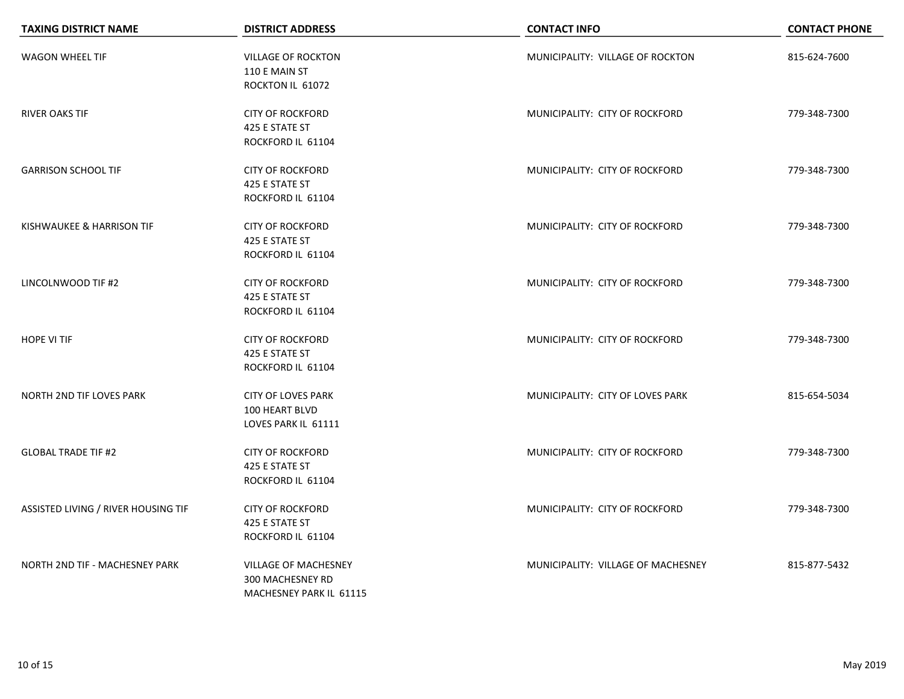| TAXING DISTRICT NAME | DISTRICT ADDRESS | CONTACT INFO | CONTACT PHONE |
| --- | --- | --- | --- |
| WAGON WHEEL TIF | VILLAGE OF ROCKTON<br>110 E MAIN ST<br>ROCKTON IL 61072 | MUNICIPALITY: VILLAGE OF ROCKTON | 815-624-7600 |
| RIVER OAKS TIF | CITY OF ROCKFORD<br>425 E STATE ST<br>ROCKFORD IL 61104 | MUNICIPALITY: CITY OF ROCKFORD | 779-348-7300 |
| GARRISON SCHOOL TIF | CITY OF ROCKFORD<br>425 E STATE ST<br>ROCKFORD IL 61104 | MUNICIPALITY: CITY OF ROCKFORD | 779-348-7300 |
| KISHWAUKEE & HARRISON TIF | CITY OF ROCKFORD<br>425 E STATE ST<br>ROCKFORD IL 61104 | MUNICIPALITY: CITY OF ROCKFORD | 779-348-7300 |
| LINCOLNWOOD TIF #2 | CITY OF ROCKFORD<br>425 E STATE ST<br>ROCKFORD IL 61104 | MUNICIPALITY: CITY OF ROCKFORD | 779-348-7300 |
| HOPE VI TIF | CITY OF ROCKFORD<br>425 E STATE ST<br>ROCKFORD IL 61104 | MUNICIPALITY: CITY OF ROCKFORD | 779-348-7300 |
| NORTH 2ND TIF LOVES PARK | CITY OF LOVES PARK<br>100 HEART BLVD<br>LOVES PARK IL 61111 | MUNICIPALITY: CITY OF LOVES PARK | 815-654-5034 |
| GLOBAL TRADE TIF #2 | CITY OF ROCKFORD<br>425 E STATE ST<br>ROCKFORD IL 61104 | MUNICIPALITY: CITY OF ROCKFORD | 779-348-7300 |
| ASSISTED LIVING / RIVER HOUSING TIF | CITY OF ROCKFORD<br>425 E STATE ST<br>ROCKFORD IL 61104 | MUNICIPALITY: CITY OF ROCKFORD | 779-348-7300 |
| NORTH 2ND TIF - MACHESNEY PARK | VILLAGE OF MACHESNEY<br>300 MACHESNEY RD<br>MACHESNEY PARK IL 61115 | MUNICIPALITY: VILLAGE OF MACHESNEY | 815-877-5432 |

May 2019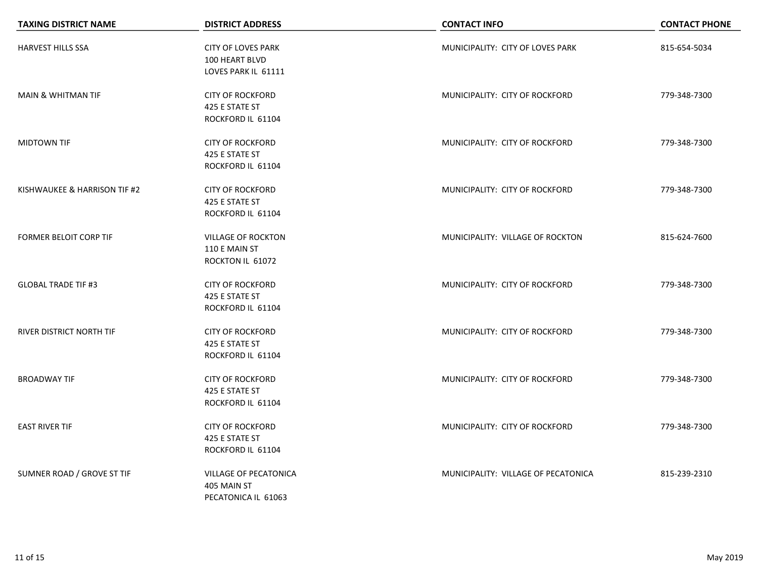| TAXING DISTRICT NAME | DISTRICT ADDRESS | CONTACT INFO | CONTACT PHONE |
|---|---|---|---|
| HARVEST HILLS SSA | CITY OF LOVES PARK<br>100 HEART BLVD<br>LOVES PARK IL 61111 | MUNICIPALITY: CITY OF LOVES PARK | 815-654-5034 |
| MAIN & WHITMAN TIF | CITY OF ROCKFORD<br>425 E STATE ST<br>ROCKFORD IL 61104 | MUNICIPALITY: CITY OF ROCKFORD | 779-348-7300 |
| MIDTOWN TIF | CITY OF ROCKFORD<br>425 E STATE ST<br>ROCKFORD IL 61104 | MUNICIPALITY: CITY OF ROCKFORD | 779-348-7300 |
| KISHWAUKEE & HARRISON TIF #2 | CITY OF ROCKFORD<br>425 E STATE ST<br>ROCKFORD IL 61104 | MUNICIPALITY: CITY OF ROCKFORD | 779-348-7300 |
| FORMER BELOIT CORP TIF | VILLAGE OF ROCKTON<br>110 E MAIN ST<br>ROCKTON IL 61072 | MUNICIPALITY: VILLAGE OF ROCKTON | 815-624-7600 |
| GLOBAL TRADE TIF #3 | CITY OF ROCKFORD<br>425 E STATE ST<br>ROCKFORD IL 61104 | MUNICIPALITY: CITY OF ROCKFORD | 779-348-7300 |
| RIVER DISTRICT NORTH TIF | CITY OF ROCKFORD<br>425 E STATE ST<br>ROCKFORD IL 61104 | MUNICIPALITY: CITY OF ROCKFORD | 779-348-7300 |
| BROADWAY TIF | CITY OF ROCKFORD<br>425 E STATE ST<br>ROCKFORD IL 61104 | MUNICIPALITY: CITY OF ROCKFORD | 779-348-7300 |
| EAST RIVER TIF | CITY OF ROCKFORD<br>425 E STATE ST<br>ROCKFORD IL 61104 | MUNICIPALITY: CITY OF ROCKFORD | 779-348-7300 |
| SUMNER ROAD / GROVE ST TIF | VILLAGE OF PECATONICA<br>405 MAIN ST<br>PECATONICA IL 61063 | MUNICIPALITY: VILLAGE OF PECATONICA | 815-239-2310 |

May 2019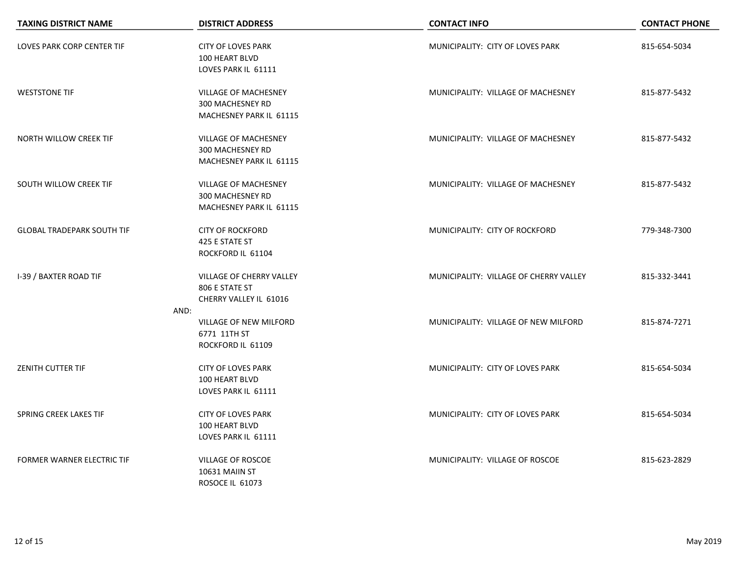| TAXING DISTRICT NAME | DISTRICT ADDRESS | CONTACT INFO | CONTACT PHONE |
|---|---|---|---|
| LOVES PARK CORP CENTER TIF | CITY OF LOVES PARK<br>100 HEART BLVD<br>LOVES PARK IL 61111 | MUNICIPALITY: CITY OF LOVES PARK | 815-654-5034 |
| WESTSTONE TIF | VILLAGE OF MACHESNEY<br>300 MACHESNEY RD<br>MACHESNEY PARK IL 61115 | MUNICIPALITY: VILLAGE OF MACHESNEY | 815-877-5432 |
| NORTH WILLOW CREEK TIF | VILLAGE OF MACHESNEY<br>300 MACHESNEY RD<br>MACHESNEY PARK IL 61115 | MUNICIPALITY: VILLAGE OF MACHESNEY | 815-877-5432 |
| SOUTH WILLOW CREEK TIF | VILLAGE OF MACHESNEY<br>300 MACHESNEY RD<br>MACHESNEY PARK IL 61115 | MUNICIPALITY: VILLAGE OF MACHESNEY | 815-877-5432 |
| GLOBAL TRADEPARK SOUTH TIF | CITY OF ROCKFORD<br>425 E STATE ST<br>ROCKFORD IL 61104 | MUNICIPALITY: CITY OF ROCKFORD | 779-348-7300 |
| I-39 / BAXTER ROAD TIF | VILLAGE OF CHERRY VALLEY<br>806 E STATE ST<br>CHERRY VALLEY IL 61016 | MUNICIPALITY: VILLAGE OF CHERRY VALLEY | 815-332-3441 |
| | AND:<br>VILLAGE OF NEW MILFORD<br>6771 11TH ST<br>ROCKFORD IL 61109 | MUNICIPALITY: VILLAGE OF NEW MILFORD | 815-874-7271 |
| ZENITH CUTTER TIF | CITY OF LOVES PARK<br>100 HEART BLVD<br>LOVES PARK IL 61111 | MUNICIPALITY: CITY OF LOVES PARK | 815-654-5034 |
| SPRING CREEK LAKES TIF | CITY OF LOVES PARK<br>100 HEART BLVD<br>LOVES PARK IL 61111 | MUNICIPALITY: CITY OF LOVES PARK | 815-654-5034 |
| FORMER WARNER ELECTRIC TIF | VILLAGE OF ROSCOE<br>10631 MAIIN ST<br>ROSOCE IL 61073 | MUNICIPALITY: VILLAGE OF ROSCOE | 815-623-2829 |

May 2019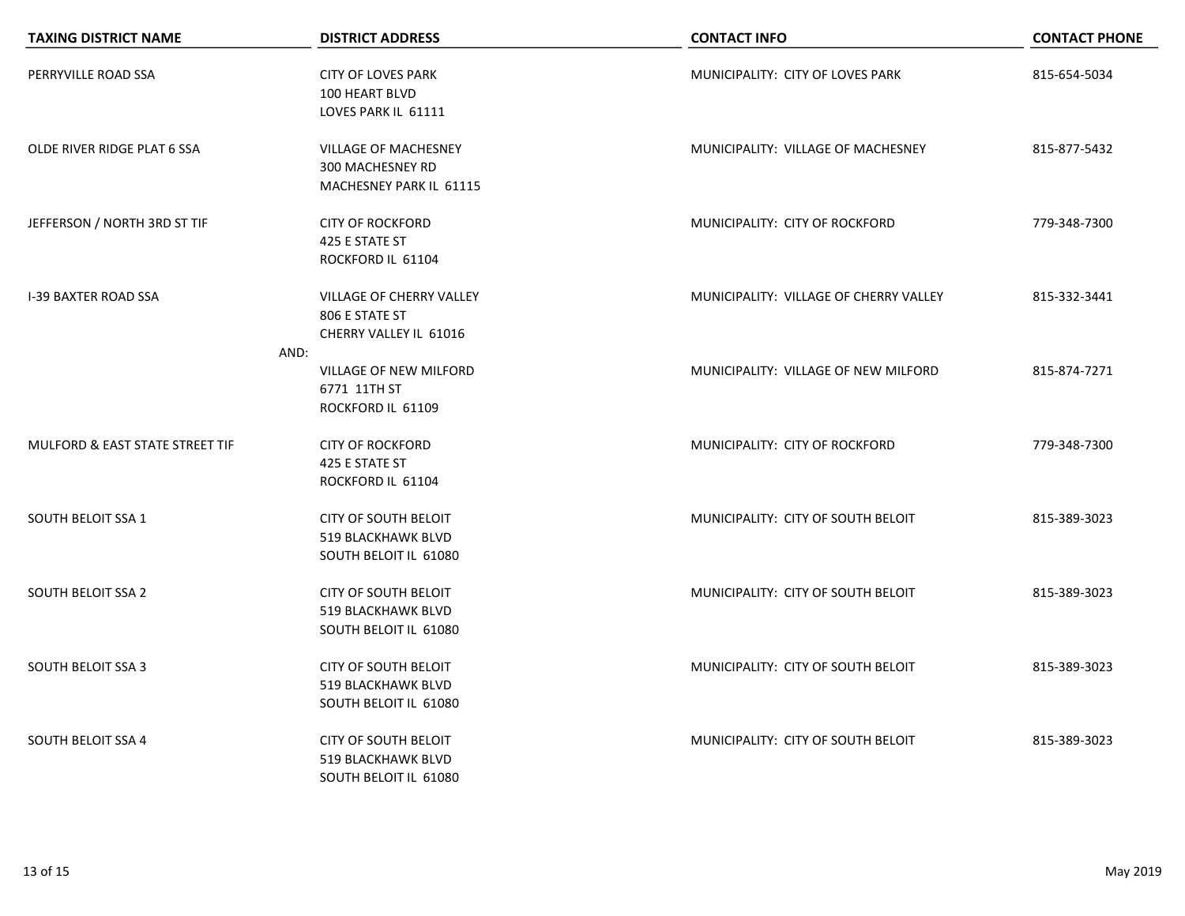| TAXING DISTRICT NAME | DISTRICT ADDRESS | CONTACT INFO | CONTACT PHONE |
|---|---|---|---|
| PERRYVILLE ROAD SSA | CITY OF LOVES PARK<br>100 HEART BLVD<br>LOVES PARK IL 61111 | MUNICIPALITY: CITY OF LOVES PARK | 815-654-5034 |
| OLDE RIVER RIDGE PLAT 6 SSA | VILLAGE OF MACHESNEY<br>300 MACHESNEY RD<br>MACHESNEY PARK IL 61115 | MUNICIPALITY: VILLAGE OF MACHESNEY | 815-877-5432 |
| JEFFERSON / NORTH 3RD ST TIF | CITY OF ROCKFORD<br>425 E STATE ST<br>ROCKFORD IL 61104 | MUNICIPALITY: CITY OF ROCKFORD | 779-348-7300 |
| I-39 BAXTER ROAD SSA | VILLAGE OF CHERRY VALLEY<br>806 E STATE ST<br>CHERRY VALLEY IL 61016 | MUNICIPALITY: VILLAGE OF CHERRY VALLEY | 815-332-3441 |
| AND: | VILLAGE OF NEW MILFORD<br>6771 11TH ST<br>ROCKFORD IL 61109 | MUNICIPALITY: VILLAGE OF NEW MILFORD | 815-874-7271 |
| MULFORD & EAST STATE STREET TIF | CITY OF ROCKFORD<br>425 E STATE ST<br>ROCKFORD IL 61104 | MUNICIPALITY: CITY OF ROCKFORD | 779-348-7300 |
| SOUTH BELOIT SSA 1 | CITY OF SOUTH BELOIT<br>519 BLACKHAWK BLVD<br>SOUTH BELOIT IL 61080 | MUNICIPALITY: CITY OF SOUTH BELOIT | 815-389-3023 |
| SOUTH BELOIT SSA 2 | CITY OF SOUTH BELOIT<br>519 BLACKHAWK BLVD<br>SOUTH BELOIT IL 61080 | MUNICIPALITY: CITY OF SOUTH BELOIT | 815-389-3023 |
| SOUTH BELOIT SSA 3 | CITY OF SOUTH BELOIT<br>519 BLACKHAWK BLVD<br>SOUTH BELOIT IL 61080 | MUNICIPALITY: CITY OF SOUTH BELOIT | 815-389-3023 |
| SOUTH BELOIT SSA 4 | CITY OF SOUTH BELOIT<br>519 BLACKHAWK BLVD<br>SOUTH BELOIT IL 61080 | MUNICIPALITY: CITY OF SOUTH BELOIT | 815-389-3023 |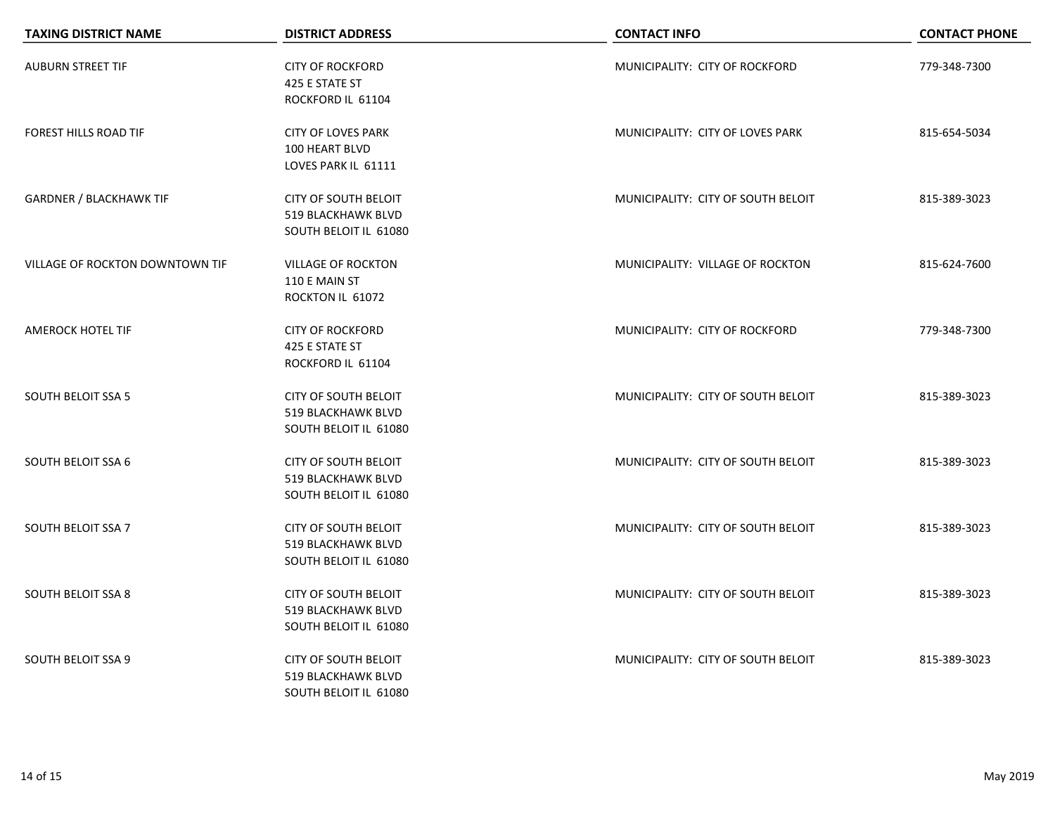| TAXING DISTRICT NAME | DISTRICT ADDRESS | CONTACT INFO | CONTACT PHONE |
| --- | --- | --- | --- |
| AUBURN STREET TIF | CITY OF ROCKFORD<br>425 E STATE ST<br>ROCKFORD IL 61104 | MUNICIPALITY: CITY OF ROCKFORD | 779-348-7300 |
| FOREST HILLS ROAD TIF | CITY OF LOVES PARK<br>100 HEART BLVD<br>LOVES PARK IL 61111 | MUNICIPALITY: CITY OF LOVES PARK | 815-654-5034 |
| GARDNER / BLACKHAWK TIF | CITY OF SOUTH BELOIT<br>519 BLACKHAWK BLVD<br>SOUTH BELOIT IL 61080 | MUNICIPALITY: CITY OF SOUTH BELOIT | 815-389-3023 |
| VILLAGE OF ROCKTON DOWNTOWN TIF | VILLAGE OF ROCKTON<br>110 E MAIN ST<br>ROCKTON IL 61072 | MUNICIPALITY: VILLAGE OF ROCKTON | 815-624-7600 |
| AMEROCK HOTEL TIF | CITY OF ROCKFORD<br>425 E STATE ST<br>ROCKFORD IL 61104 | MUNICIPALITY: CITY OF ROCKFORD | 779-348-7300 |
| SOUTH BELOIT SSA 5 | CITY OF SOUTH BELOIT<br>519 BLACKHAWK BLVD<br>SOUTH BELOIT IL 61080 | MUNICIPALITY: CITY OF SOUTH BELOIT | 815-389-3023 |
| SOUTH BELOIT SSA 6 | CITY OF SOUTH BELOIT<br>519 BLACKHAWK BLVD<br>SOUTH BELOIT IL 61080 | MUNICIPALITY: CITY OF SOUTH BELOIT | 815-389-3023 |
| SOUTH BELOIT SSA 7 | CITY OF SOUTH BELOIT<br>519 BLACKHAWK BLVD<br>SOUTH BELOIT IL 61080 | MUNICIPALITY: CITY OF SOUTH BELOIT | 815-389-3023 |
| SOUTH BELOIT SSA 8 | CITY OF SOUTH BELOIT<br>519 BLACKHAWK BLVD<br>SOUTH BELOIT IL 61080 | MUNICIPALITY: CITY OF SOUTH BELOIT | 815-389-3023 |
| SOUTH BELOIT SSA 9 | CITY OF SOUTH BELOIT<br>519 BLACKHAWK BLVD<br>SOUTH BELOIT IL 61080 | MUNICIPALITY: CITY OF SOUTH BELOIT | 815-389-3023 |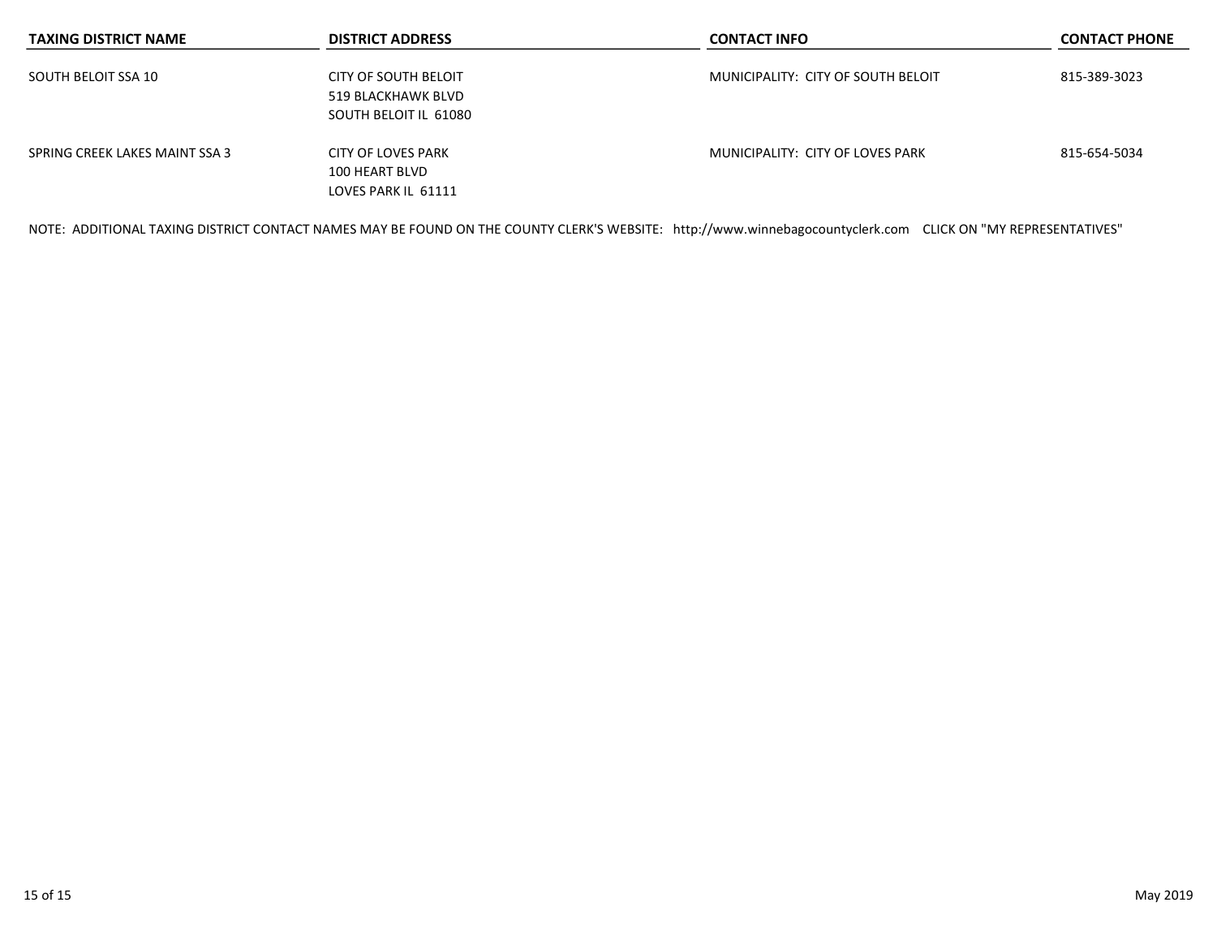| TAXING DISTRICT NAME | DISTRICT ADDRESS | CONTACT INFO | CONTACT PHONE |
| --- | --- | --- | --- |
| SOUTH BELOIT SSA 10 | CITY OF SOUTH BELOIT<br>519 BLACKHAWK BLVD<br>SOUTH BELOIT IL 61080 | MUNICIPALITY: CITY OF SOUTH BELOIT | 815-389-3023 |
| SPRING CREEK LAKES MAINT SSA 3 | CITY OF LOVES PARK<br>100 HEART BLVD<br>LOVES PARK IL 61111 | MUNICIPALITY: CITY OF LOVES PARK | 815-654-5034 |

NOTE: ADDITIONAL TAXING DISTRICT CONTACT NAMES MAY BE FOUND ON THE COUNTY CLERK'S WEBSITE: http://www.winnebagocountyclerk.com CLICK ON "MY REPRESENTATIVES"

May 2019